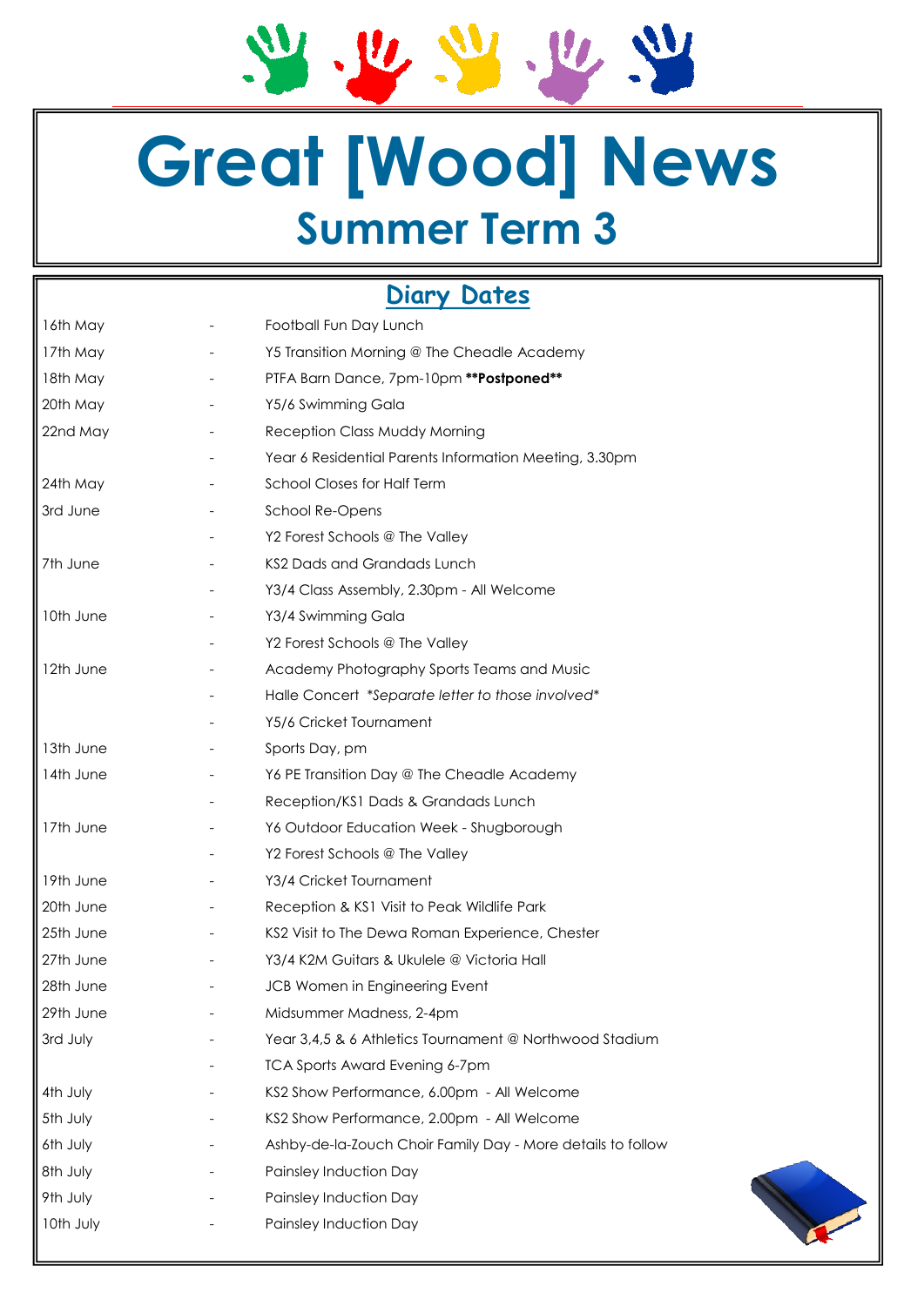# Great [Wood] News

## Summer Term 3

## Diary Dates

| | | |
|---|---|---|
| 16th May | - | Football Fun Day Lunch |
| 17th May | - | Y5 Transition Morning @ The Cheadle Academy |
| 18th May | - | PTFA Barn Dance, 7pm-10pm **\*\*Postponed\*\*** |
| 20th May | - | Y5/6 Swimming Gala |
| 22nd May | - | Reception Class Muddy Morning |
| | - | Year 6 Residential Parents Information Meeting, 3.30pm |
| 24th May | - | School Closes for Half Term |
| 3rd June | - | School Re-Opens |
| | - | Y2 Forest Schools @ The Valley |
| 7th June | - | KS2 Dads and Grandads Lunch |
| | - | Y3/4 Class Assembly, 2.30pm - All Welcome |
| 10th June | - | Y3/4 Swimming Gala |
| | - | Y2 Forest Schools @ The Valley |
| 12th June | - | Academy Photography Sports Teams and Music |
| | - | Halle Concert *\*Separate letter to those involved\** |
| | - | Y5/6 Cricket Tournament |
| 13th June | - | Sports Day, pm |
| 14th June | - | Y6 PE Transition Day @ The Cheadle Academy |
| | - | Reception/KS1 Dads & Grandads Lunch |
| 17th June | - | Y6 Outdoor Education Week - Shugborough |
| | - | Y2 Forest Schools @ The Valley |
| 19th June | - | Y3/4 Cricket Tournament |
| 20th June | - | Reception & KS1 Visit to Peak Wildlife Park |
| 25th June | - | KS2 Visit to The Dewa Roman Experience, Chester |
| 27th June | - | Y3/4 K2M Guitars & Ukulele @ Victoria Hall |
| 28th June | - | JCB Women in Engineering Event |
| 29th June | - | Midsummer Madness, 2-4pm |
| 3rd July | - | Year 3,4,5 & 6 Athletics Tournament @ Northwood Stadium |
| | - | TCA Sports Award Evening 6-7pm |
| 4th July | - | KS2 Show Performance, 6.00pm - All Welcome |
| 5th July | - | KS2 Show Performance, 2.00pm - All Welcome |
| 6th July | - | Ashby-de-la-Zouch Choir Family Day - More details to follow |
| 8th July | - | Painsley Induction Day |
| 9th July | - | Painsley Induction Day |
| 10th July | - | Painsley Induction Day |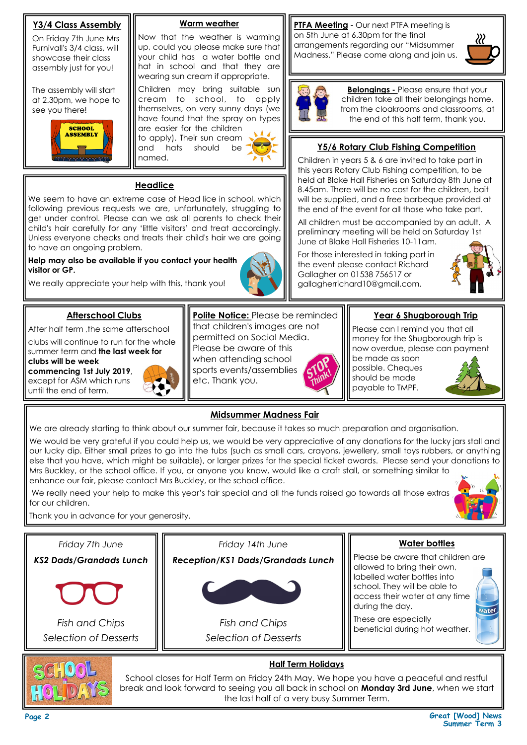## Y3/4 Class Assembly

On Friday 7th June Mrs Furnivall's 3/4 class, will showcase their class assembly just for you!

The assembly will start at 2.30pm, we hope to see you there!

## Warm weather

Now that the weather is warming up, could you please make sure that your child has a water bottle and hat in school and that they are wearing sun cream if appropriate.

Children may bring suitable sun cream to school, to apply themselves, on very sunny days (we have found that the spray on types are easier for the children to apply). Their sun cream and hats should be named.

**PTFA Meeting** - Our next PTFA meeting is on 5th June at 6.30pm for the final arrangements regarding our "Midsummer Madness." Please come along and join us.

**Belongings -** Please ensure that your children take all their belongings home, from the cloakrooms and classrooms, at the end of this half term, thank you.

## Headlice

We seem to have an extreme case of Head lice in school, which following previous requests we are, unfortunately, struggling to get under control. Please can we ask all parents to check their child's hair carefully for any 'little visitors' and treat accordingly. Unless everyone checks and treats their child's hair we are going to have an ongoing problem.

**Help may also be available if you contact your health visitor or GP.**

We really appreciate your help with this, thank you!

## Y5/6 Rotary Club Fishing Competition

Children in years 5 & 6 are invited to take part in this years Rotary Club Fishing competition, to be held at Blake Hall Fisheries on Saturday 8th June at 8.45am. There will be no cost for the children, bait will be supplied, and a free barbeque provided at the end of the event for all those who take part.

All children must be accompanied by an adult. A preliminary meeting will be held on Saturday 1st June at Blake Hall Fisheries 10-11am.

For those interested in taking part in the event please contact Richard Gallagher on 01538 756517 or gallagherrichard10@gmail.com.

## Afterschool Clubs

After half term ,the same afterschool clubs will continue to run for the whole summer term and **the last week for clubs will be week commencing 1st July 2019**, except for ASM which runs until the end of term.

**Polite Notice:** Please be reminded that children's images are not permitted on Social Media. Please be aware of this when attending school sports events/assemblies etc. Thank you.

## Year 6 Shugborough Trip

Please can I remind you that all money for the Shugborough trip is now overdue, please can payment be made as soon possible. Cheques should be made payable to TMPF.

## Midsummer Madness Fair

We are already starting to think about our summer fair, because it takes so much preparation and organisation.

We would be very grateful if you could help us, we would be very appreciative of any donations for the lucky jars stall and our lucky dip. Either small prizes to go into the tubs (such as small cars, crayons, jewellery, small toys rubbers, or anything else that you have, which might be suitable), or larger prizes for the special ticket awards. Please send your donations to Mrs Buckley, or the school office. If you, or anyone you know, would like a craft stall, or something similar to enhance our fair, please contact Mrs Buckley, or the school office.

We really need your help to make this year's fair special and all the funds raised go towards all those extras for our children.

Thank you in advance for your generosity.

*Friday 7th June*

***KS2 Dads/Grandads Lunch***

*Fish and Chips*
*Selection of Desserts*

*Friday 14th June*

***Reception/KS1 Dads/Grandads Lunch***

*Fish and Chips*
*Selection of Desserts*

## Water bottles

Please be aware that children are allowed to bring their own, labelled water bottles into school. They will be able to access their water at any time during the day.

These are especially beneficial during hot weather.

## Half Term Holidays

School closes for Half Term on Friday 24th May. We hope you have a peaceful and restful break and look forward to seeing you all back in school on **Monday 3rd June**, when we start the last half of a very busy Summer Term.